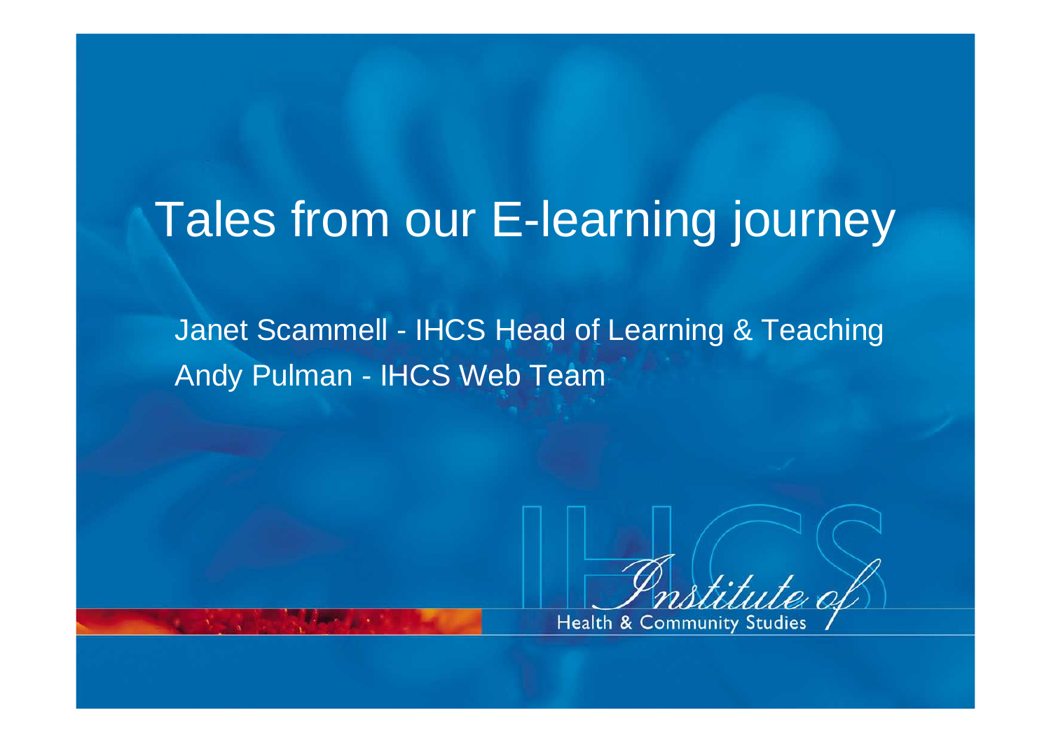# Tales from our E-learning journey

Janet Scammell - IHCS Head of Learning & Teaching

Andy Pulman - IHCS Web Team

Institute of Health & Community Studies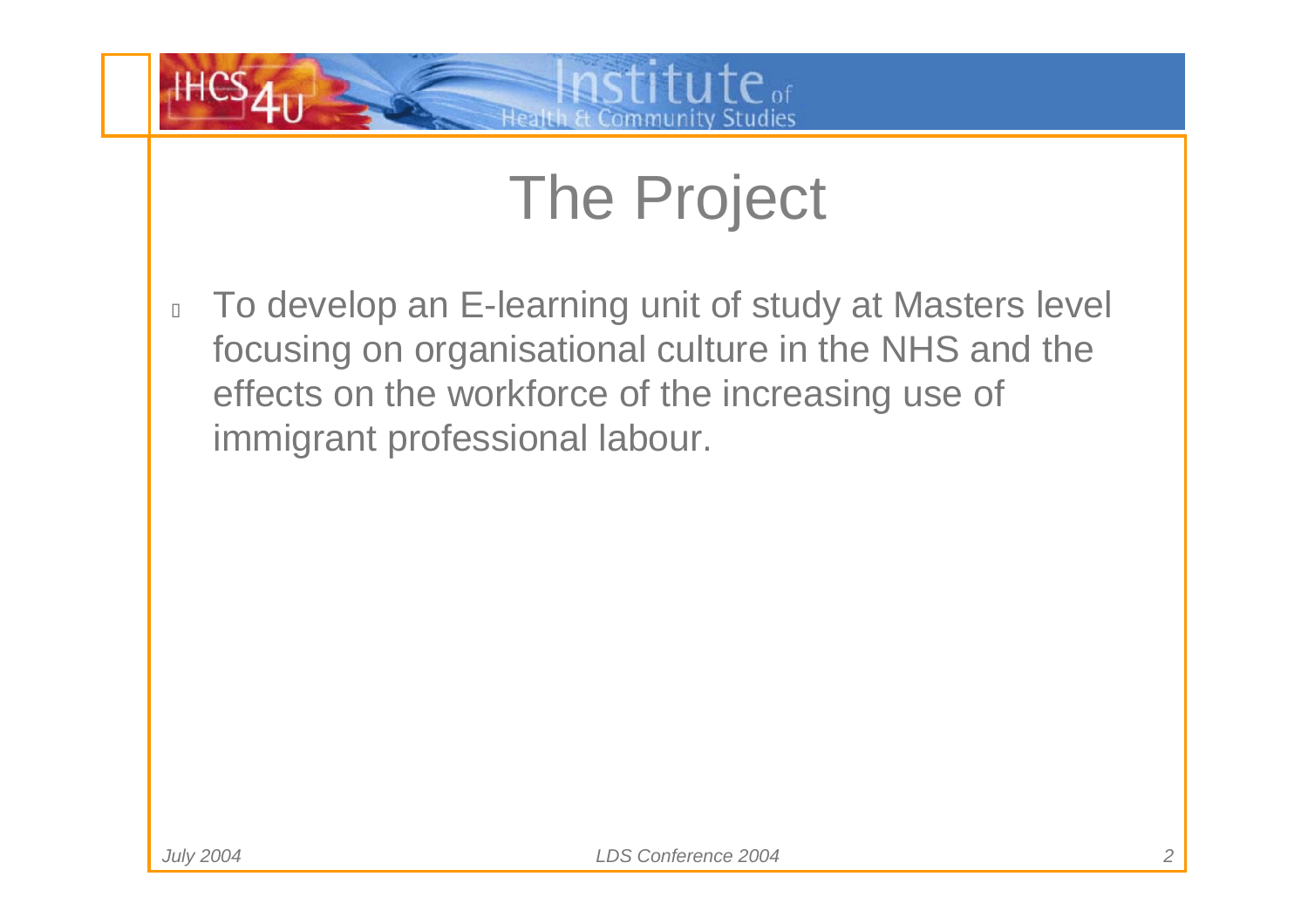# The Project

- To develop an E-learning unit of study at Masters level focusing on organisational culture in the NHS and the effects on the workforce of the increasing use of immigrant professional labour.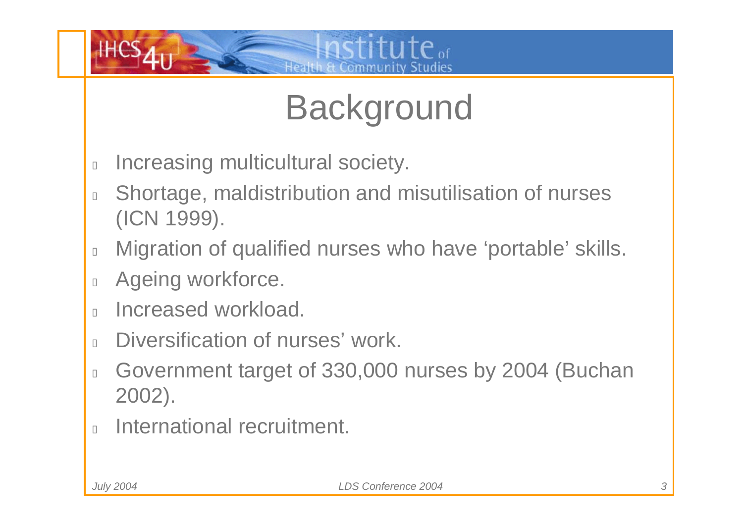# Background

- Increasing multicultural society.
- Shortage, maldistribution and misutilisation of nurses (ICN 1999).
- Migration of qualified nurses who have ‘portable’ skills.
- Ageing workforce.
- Increased workload.
- Diversification of nurses’ work.
- Government target of 330,000 nurses by 2004 (Buchan 2002).
- International recruitment.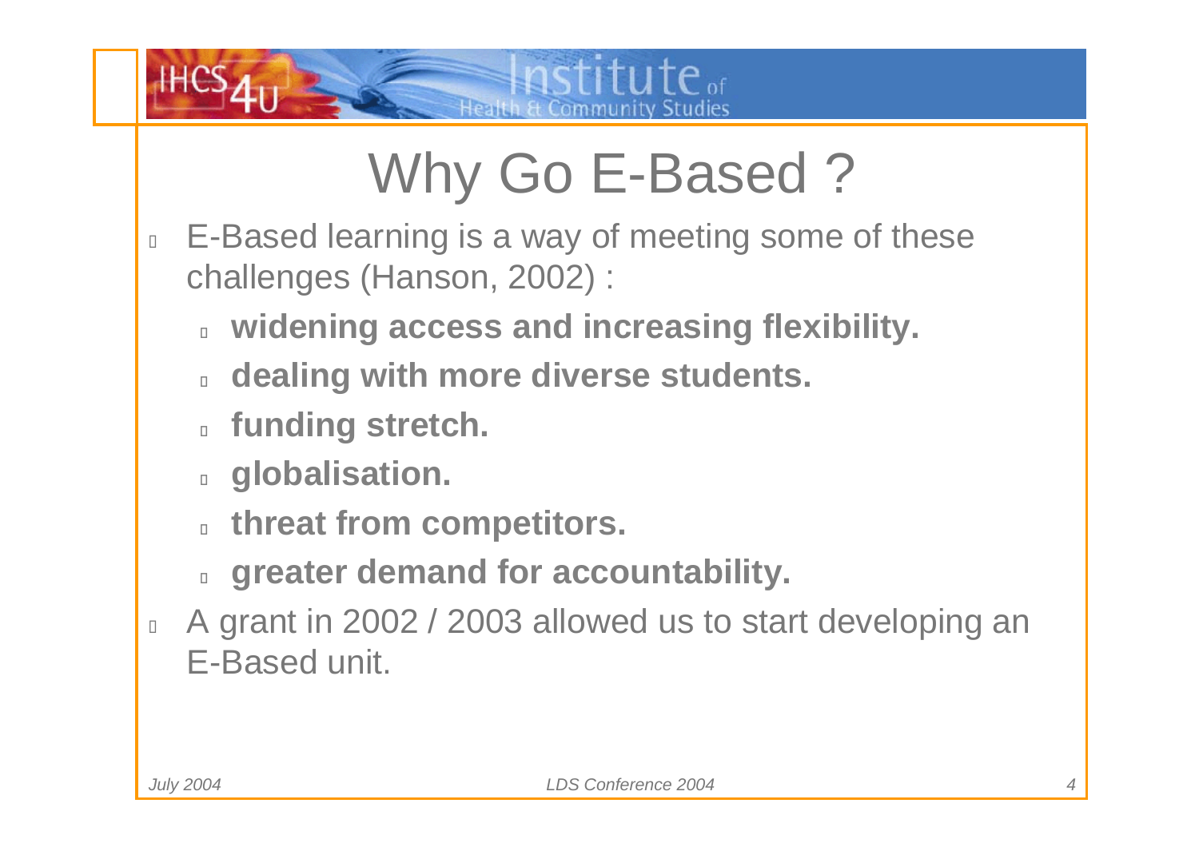# Why Go E-Based ?

- E-Based learning is a way of meeting some of these challenges (Hanson, 2002) :
  - **widening access and increasing flexibility.**
  - **dealing with more diverse students.**
  - **funding stretch.**
  - **globalisation.**
  - **threat from competitors.**
  - **greater demand for accountability.**
- A grant in 2002 / 2003 allowed us to start developing an E-Based unit.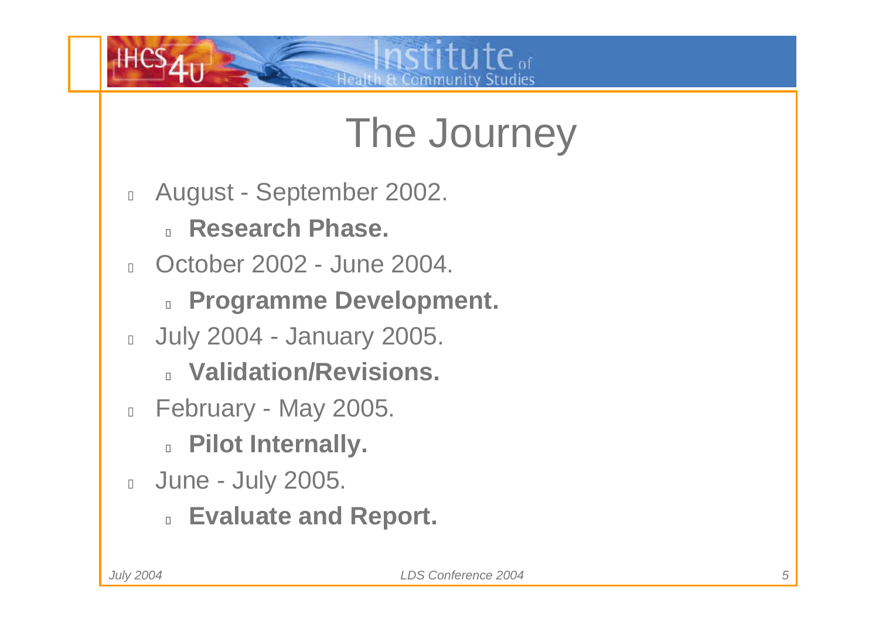# The Journey

- August - September 2002.
  - **Research Phase.**
- October 2002 - June 2004.
  - **Programme Development.**
- July 2004 - January 2005.
  - **Validation/Revisions.**
- February - May 2005.
  - **Pilot Internally.**
- June - July 2005.
  - **Evaluate and Report.**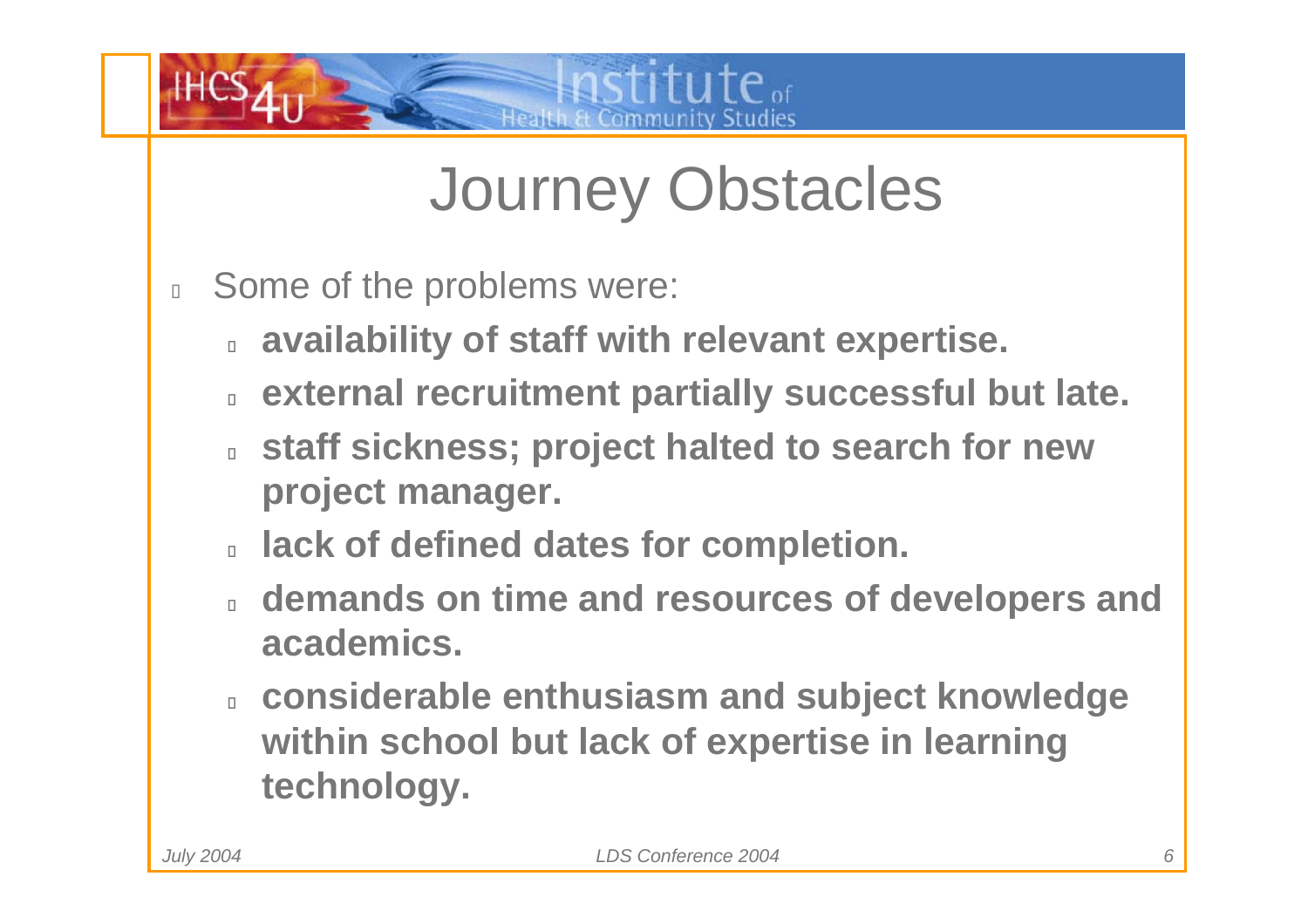# Journey Obstacles

- Some of the problems were:
  - **availability of staff with relevant expertise.**
  - **external recruitment partially successful but late.**
  - **staff sickness; project halted to search for new project manager.**
  - **lack of defined dates for completion.**
  - **demands on time and resources of developers and academics.**
  - **considerable enthusiasm and subject knowledge within school but lack of expertise in learning technology.**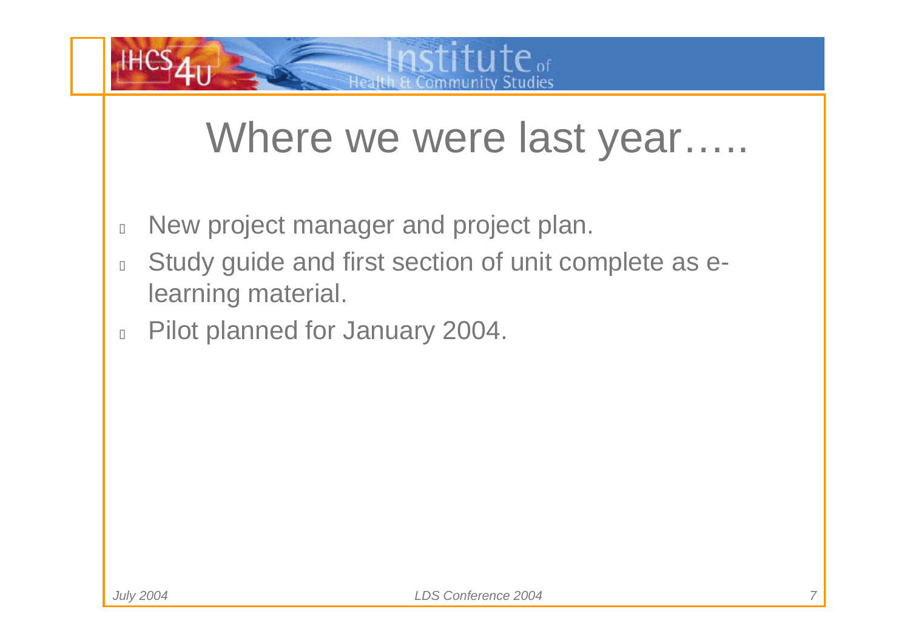# Where we were last year…..

- New project manager and project plan.
- Study guide and first section of unit complete as e-learning material.
- Pilot planned for January 2004.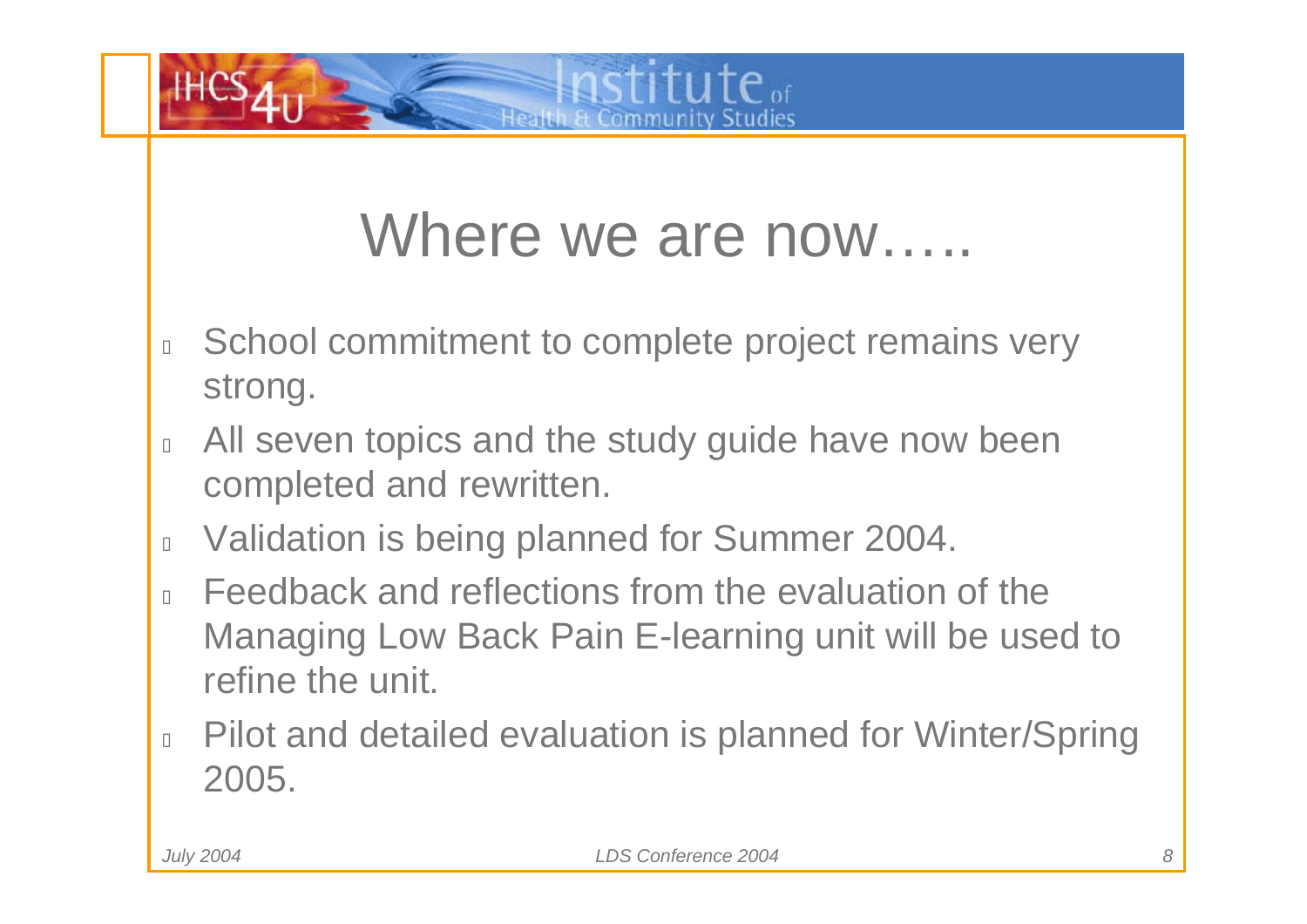# Where we are now…..

- School commitment to complete project remains very strong.
- All seven topics and the study guide have now been completed and rewritten.
- Validation is being planned for Summer 2004.
- Feedback and reflections from the evaluation of the Managing Low Back Pain E-learning unit will be used to refine the unit.
- Pilot and detailed evaluation is planned for Winter/Spring 2005.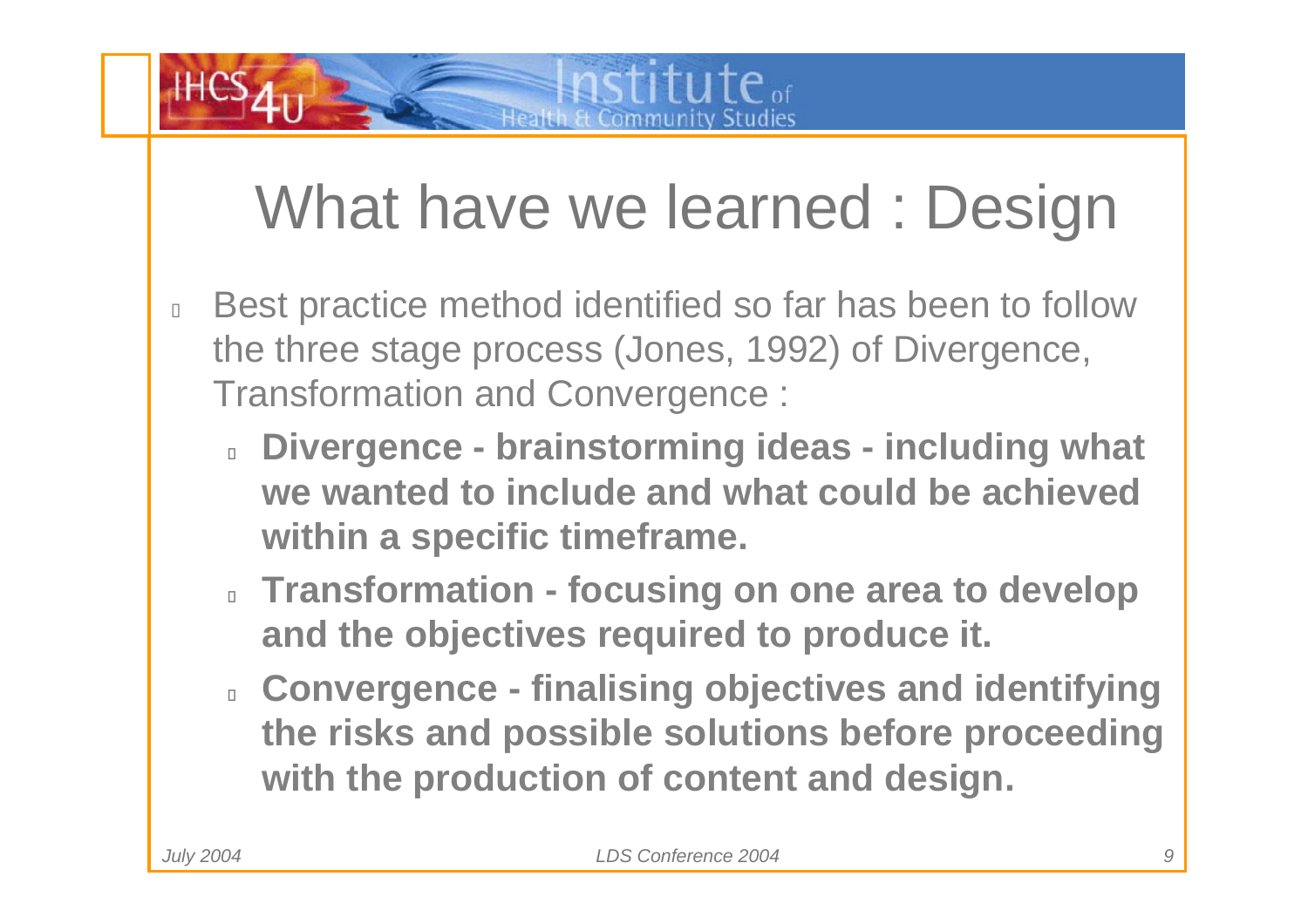# What have we learned : Design

- Best practice method identified so far has been to follow the three stage process (Jones, 1992) of Divergence, Transformation and Convergence :
  - **Divergence - brainstorming ideas - including what we wanted to include and what could be achieved within a specific timeframe.**
  - **Transformation - focusing on one area to develop and the objectives required to produce it.**
  - **Convergence - finalising objectives and identifying the risks and possible solutions before proceeding with the production of content and design.**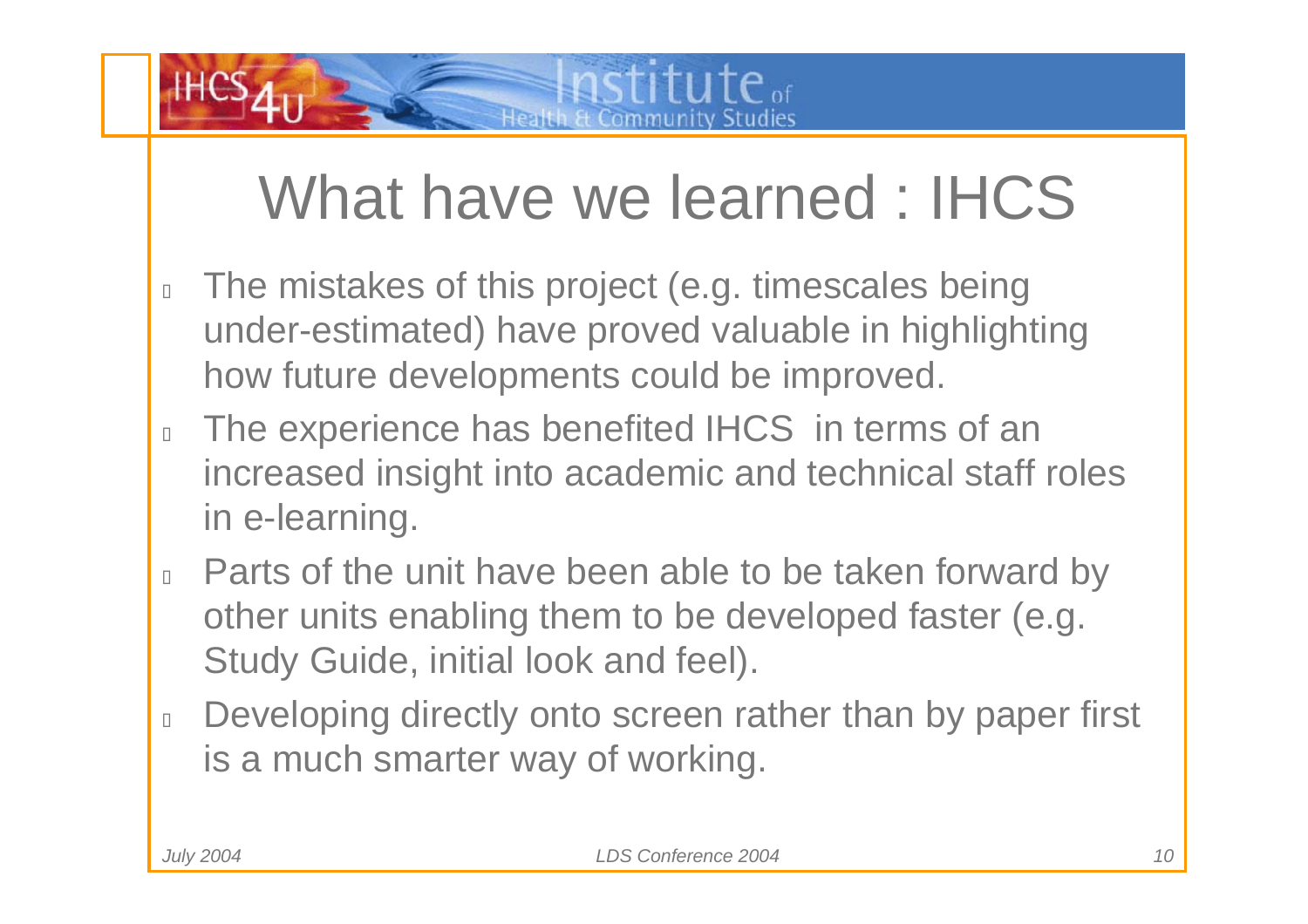# What have we learned : IHCS

- The mistakes of this project (e.g. timescales being under-estimated) have proved valuable in highlighting how future developments could be improved.
- The experience has benefited IHCS in terms of an increased insight into academic and technical staff roles in e-learning.
- Parts of the unit have been able to be taken forward by other units enabling them to be developed faster (e.g. Study Guide, initial look and feel).
- Developing directly onto screen rather than by paper first is a much smarter way of working.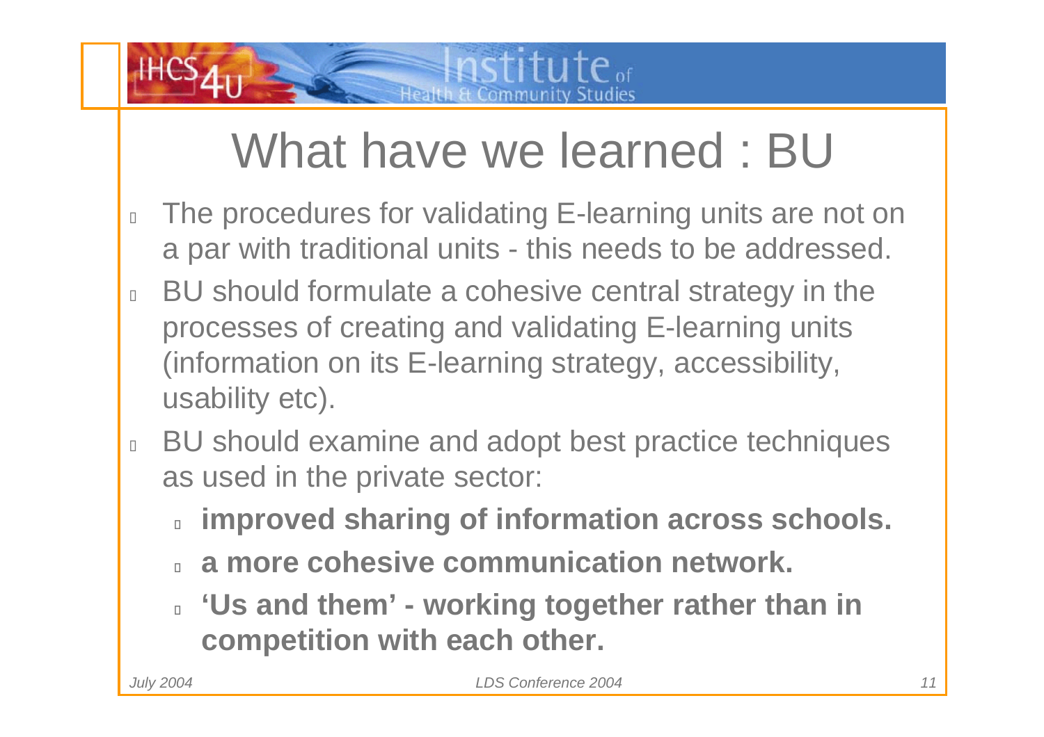# What have we learned : BU

- The procedures for validating E-learning units are not on a par with traditional units - this needs to be addressed.
- BU should formulate a cohesive central strategy in the processes of creating and validating E-learning units (information on its E-learning strategy, accessibility, usability etc).
- BU should examine and adopt best practice techniques as used in the private sector:
  - **improved sharing of information across schools.**
  - **a more cohesive communication network.**
  - **'Us and them' - working together rather than in competition with each other.**